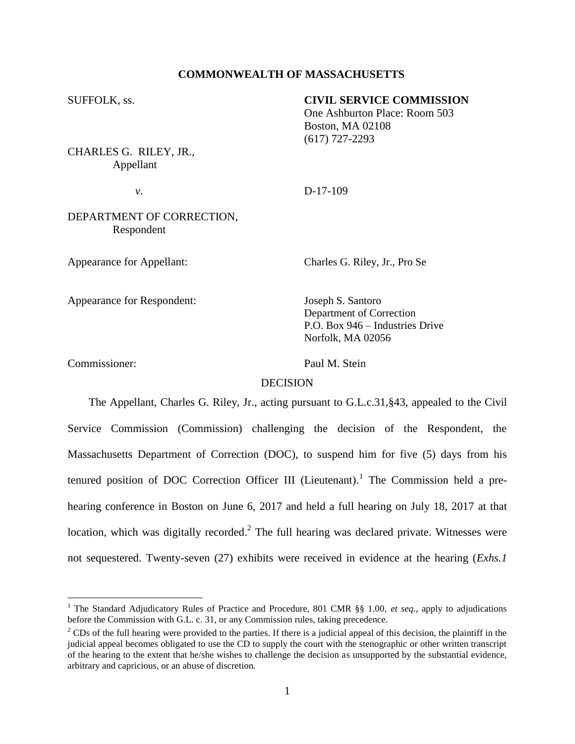**COMMONWEALTH OF MASSACHUSETTS**

SUFFOLK, ss.

**CIVIL SERVICE COMMISSION**
One Ashburton Place: Room 503
Boston, MA 02108
(617) 727-2293

CHARLES G. RILEY, JR.,
Appellant

*v*.

D-17-109

DEPARTMENT OF CORRECTION,
Respondent

Appearance for Appellant: Charles G. Riley, Jr., Pro Se

Appearance for Respondent: Joseph S. Santoro
Department of Correction
P.O. Box 946 – Industries Drive
Norfolk, MA 02056

Commissioner: Paul M. Stein

DECISION

The Appellant, Charles G. Riley, Jr., acting pursuant to G.L.c.31,§43, appealed to the Civil Service Commission (Commission) challenging the decision of the Respondent, the Massachusetts Department of Correction (DOC), to suspend him for five (5) days from his tenured position of DOC Correction Officer III (Lieutenant).[1] The Commission held a pre-hearing conference in Boston on June 6, 2017 and held a full hearing on July 18, 2017 at that location, which was digitally recorded.[2] The full hearing was declared private. Witnesses were not sequestered. Twenty-seven (27) exhibits were received in evidence at the hearing (*Exhs.1*

---

[1] The Standard Adjudicatory Rules of Practice and Procedure, 801 CMR §§ 1.00, *et seq.*, apply to adjudications before the Commission with G.L. c. 31, or any Commission rules, taking precedence.

[2] CDs of the full hearing were provided to the parties. If there is a judicial appeal of this decision, the plaintiff in the judicial appeal becomes obligated to use the CD to supply the court with the stenographic or other written transcript of the hearing to the extent that he/she wishes to challenge the decision as unsupported by the substantial evidence, arbitrary and capricious, or an abuse of discretion.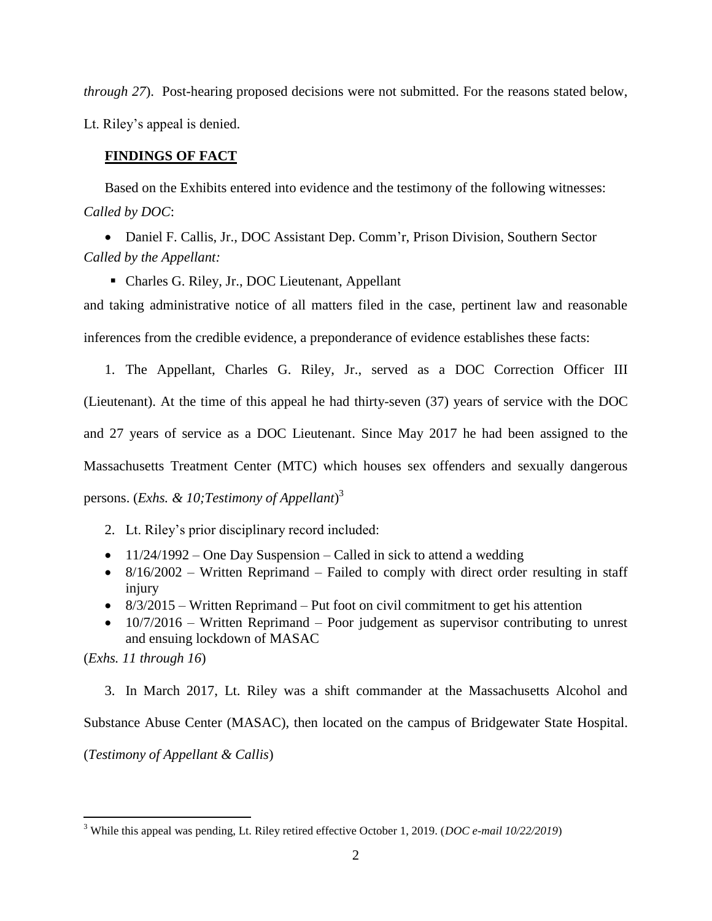*through 27*). Post-hearing proposed decisions were not submitted. For the reasons stated below, Lt. Riley's appeal is denied.

## FINDINGS OF FACT

Based on the Exhibits entered into evidence and the testimony of the following witnesses:

*Called by DOC*:

- Daniel F. Callis, Jr., DOC Assistant Dep. Comm'r, Prison Division, Southern Sector

*Called by the Appellant:*

- Charles G. Riley, Jr., DOC Lieutenant, Appellant

and taking administrative notice of all matters filed in the case, pertinent law and reasonable inferences from the credible evidence, a preponderance of evidence establishes these facts:

1. The Appellant, Charles G. Riley, Jr., served as a DOC Correction Officer III (Lieutenant). At the time of this appeal he had thirty-seven (37) years of service with the DOC and 27 years of service as a DOC Lieutenant. Since May 2017 he had been assigned to the Massachusetts Treatment Center (MTC) which houses sex offenders and sexually dangerous persons. (*Exhs. & 10;Testimony of Appellant*)[3]

2. Lt. Riley's prior disciplinary record included:

- 11/24/1992 – One Day Suspension – Called in sick to attend a wedding
- 8/16/2002 – Written Reprimand – Failed to comply with direct order resulting in staff injury
- 8/3/2015 – Written Reprimand – Put foot on civil commitment to get his attention
- 10/7/2016 – Written Reprimand – Poor judgement as supervisor contributing to unrest and ensuing lockdown of MASAC

(*Exhs. 11 through 16*)

3. In March 2017, Lt. Riley was a shift commander at the Massachusetts Alcohol and Substance Abuse Center (MASAC), then located on the campus of Bridgewater State Hospital. (*Testimony of Appellant & Callis*)

[3] While this appeal was pending, Lt. Riley retired effective October 1, 2019. (*DOC e-mail 10/22/2019*)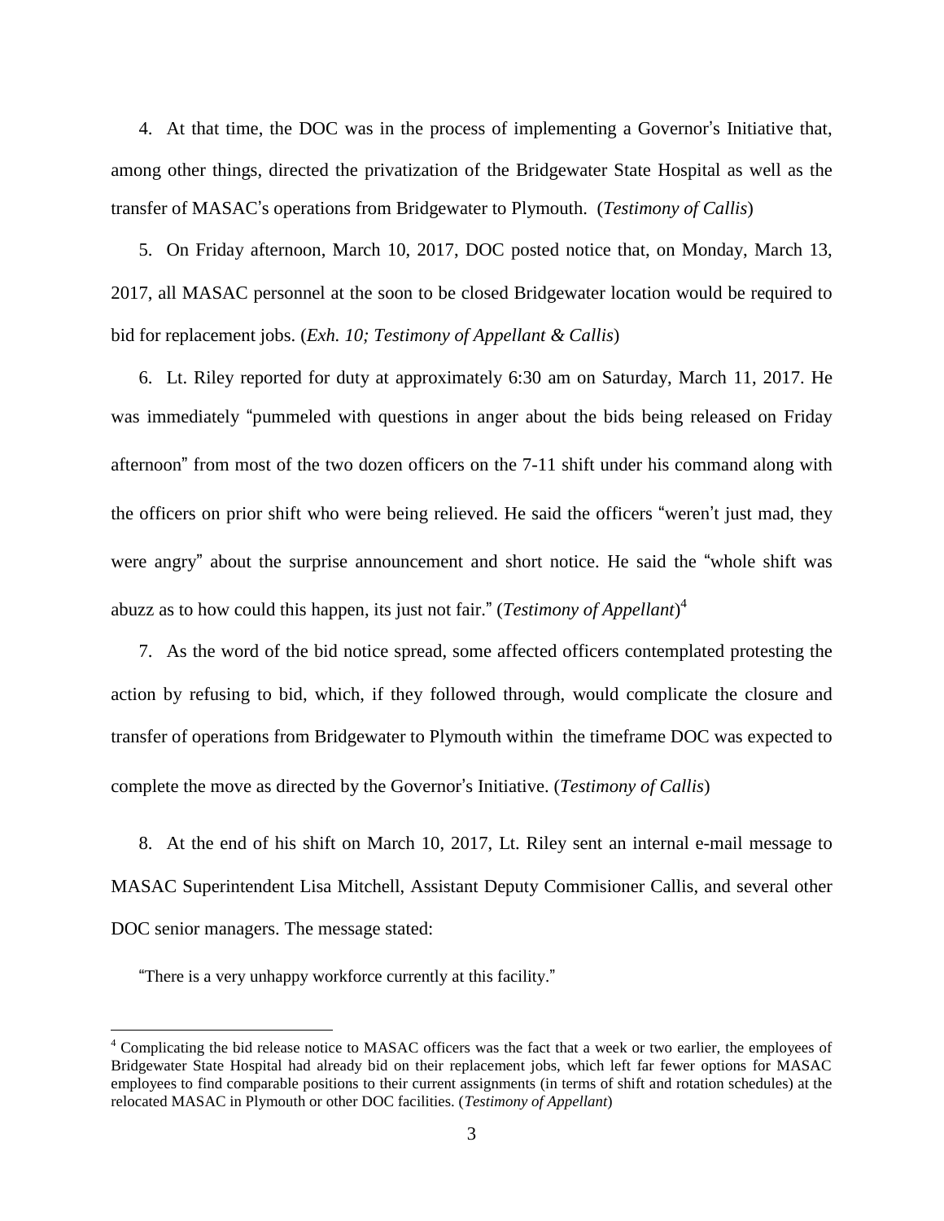4. At that time, the DOC was in the process of implementing a Governor's Initiative that, among other things, directed the privatization of the Bridgewater State Hospital as well as the transfer of MASAC's operations from Bridgewater to Plymouth. (*Testimony of Callis*)

5. On Friday afternoon, March 10, 2017, DOC posted notice that, on Monday, March 13, 2017, all MASAC personnel at the soon to be closed Bridgewater location would be required to bid for replacement jobs. (*Exh. 10; Testimony of Appellant & Callis*)

6. Lt. Riley reported for duty at approximately 6:30 am on Saturday, March 11, 2017. He was immediately "pummeled with questions in anger about the bids being released on Friday afternoon" from most of the two dozen officers on the 7-11 shift under his command along with the officers on prior shift who were being relieved. He said the officers "weren't just mad, they were angry" about the surprise announcement and short notice. He said the "whole shift was abuzz as to how could this happen, its just not fair." (*Testimony of Appellant*)[4]

7. As the word of the bid notice spread, some affected officers contemplated protesting the action by refusing to bid, which, if they followed through, would complicate the closure and transfer of operations from Bridgewater to Plymouth within the timeframe DOC was expected to complete the move as directed by the Governor's Initiative. (*Testimony of Callis*)

8. At the end of his shift on March 10, 2017, Lt. Riley sent an internal e-mail message to MASAC Superintendent Lisa Mitchell, Assistant Deputy Commisioner Callis, and several other DOC senior managers. The message stated:

"There is a very unhappy workforce currently at this facility."

[4] Complicating the bid release notice to MASAC officers was the fact that a week or two earlier, the employees of Bridgewater State Hospital had already bid on their replacement jobs, which left far fewer options for MASAC employees to find comparable positions to their current assignments (in terms of shift and rotation schedules) at the relocated MASAC in Plymouth or other DOC facilities. (*Testimony of Appellant*)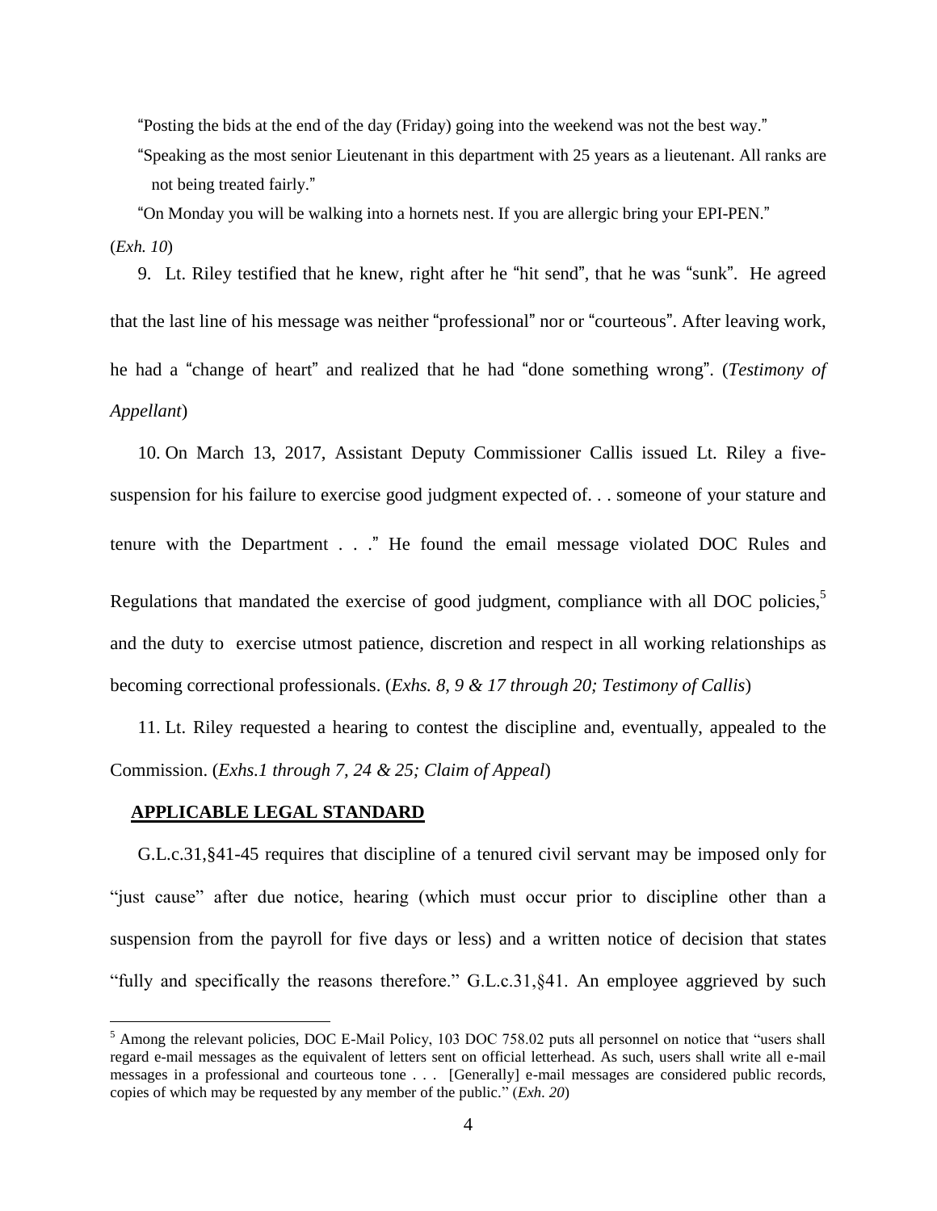"Posting the bids at the end of the day (Friday) going into the weekend was not the best way."

"Speaking as the most senior Lieutenant in this department with 25 years as a lieutenant. All ranks are not being treated fairly."

"On Monday you will be walking into a hornets nest. If you are allergic bring your EPI-PEN."

(*Exh. 10*)

9. Lt. Riley testified that he knew, right after he "hit send", that he was "sunk". He agreed that the last line of his message was neither "professional" nor or "courteous". After leaving work, he had a "change of heart" and realized that he had "done something wrong". (*Testimony of Appellant*)

10. On March 13, 2017, Assistant Deputy Commissioner Callis issued Lt. Riley a five-suspension for his failure to exercise good judgment expected of. . . someone of your stature and tenure with the Department . . ." He found the email message violated DOC Rules and Regulations that mandated the exercise of good judgment, compliance with all DOC policies,[5] and the duty to exercise utmost patience, discretion and respect in all working relationships as becoming correctional professionals. (*Exhs. 8, 9 & 17 through 20; Testimony of Callis*)

11. Lt. Riley requested a hearing to contest the discipline and, eventually, appealed to the Commission. (*Exhs.1 through 7, 24 & 25; Claim of Appeal*)

## APPLICABLE LEGAL STANDARD

G.L.c.31,§41-45 requires that discipline of a tenured civil servant may be imposed only for "just cause" after due notice, hearing (which must occur prior to discipline other than a suspension from the payroll for five days or less) and a written notice of decision that states "fully and specifically the reasons therefore." G.L.c.31,§41. An employee aggrieved by such

[5] Among the relevant policies, DOC E-Mail Policy, 103 DOC 758.02 puts all personnel on notice that "users shall regard e-mail messages as the equivalent of letters sent on official letterhead. As such, users shall write all e-mail messages in a professional and courteous tone . . . [Generally] e-mail messages are considered public records, copies of which may be requested by any member of the public." (*Exh. 20*)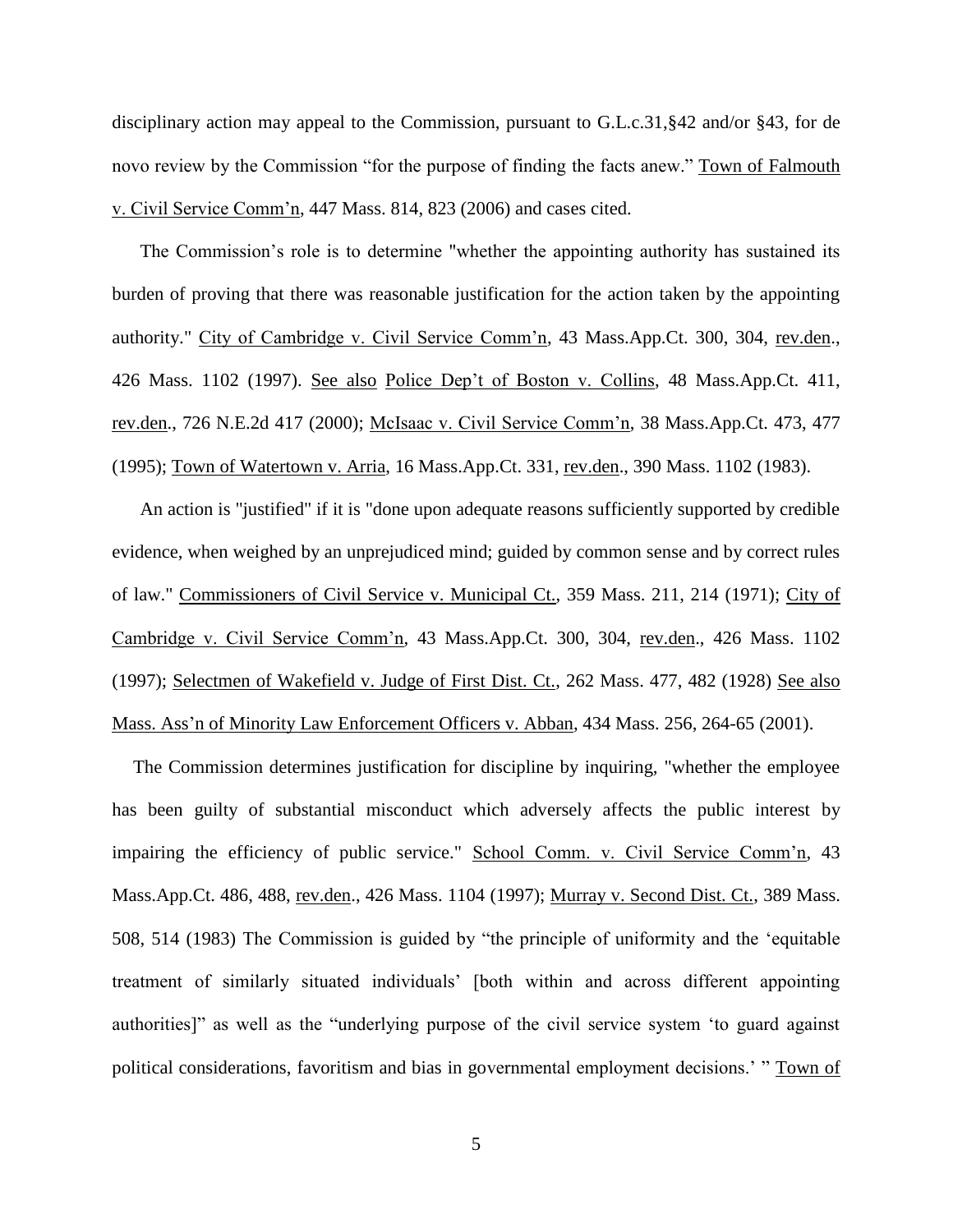disciplinary action may appeal to the Commission, pursuant to G.L.c.31,§42 and/or §43, for de novo review by the Commission "for the purpose of finding the facts anew." Town of Falmouth v. Civil Service Comm'n, 447 Mass. 814, 823 (2006) and cases cited.

The Commission's role is to determine "whether the appointing authority has sustained its burden of proving that there was reasonable justification for the action taken by the appointing authority." City of Cambridge v. Civil Service Comm'n, 43 Mass.App.Ct. 300, 304, rev.den., 426 Mass. 1102 (1997). See also Police Dep't of Boston v. Collins, 48 Mass.App.Ct. 411, rev.den., 726 N.E.2d 417 (2000); McIsaac v. Civil Service Comm'n, 38 Mass.App.Ct. 473, 477 (1995); Town of Watertown v. Arria, 16 Mass.App.Ct. 331, rev.den., 390 Mass. 1102 (1983).

An action is "justified" if it is "done upon adequate reasons sufficiently supported by credible evidence, when weighed by an unprejudiced mind; guided by common sense and by correct rules of law." Commissioners of Civil Service v. Municipal Ct., 359 Mass. 211, 214 (1971); City of Cambridge v. Civil Service Comm'n, 43 Mass.App.Ct. 300, 304, rev.den., 426 Mass. 1102 (1997); Selectmen of Wakefield v. Judge of First Dist. Ct., 262 Mass. 477, 482 (1928) See also Mass. Ass'n of Minority Law Enforcement Officers v. Abban, 434 Mass. 256, 264-65 (2001).

The Commission determines justification for discipline by inquiring, "whether the employee has been guilty of substantial misconduct which adversely affects the public interest by impairing the efficiency of public service." School Comm. v. Civil Service Comm'n, 43 Mass.App.Ct. 486, 488, rev.den., 426 Mass. 1104 (1997); Murray v. Second Dist. Ct., 389 Mass. 508, 514 (1983) The Commission is guided by "the principle of uniformity and the 'equitable treatment of similarly situated individuals' [both within and across different appointing authorities]" as well as the "underlying purpose of the civil service system 'to guard against political considerations, favoritism and bias in governmental employment decisions.' " Town of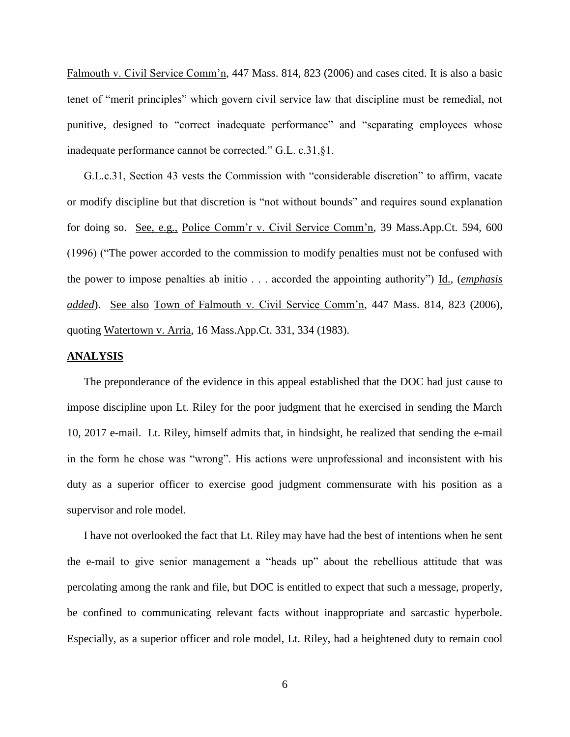Falmouth v. Civil Service Comm'n, 447 Mass. 814, 823 (2006) and cases cited. It is also a basic tenet of "merit principles" which govern civil service law that discipline must be remedial, not punitive, designed to "correct inadequate performance" and "separating employees whose inadequate performance cannot be corrected." G.L. c.31,§1.

G.L.c.31, Section 43 vests the Commission with "considerable discretion" to affirm, vacate or modify discipline but that discretion is "not without bounds" and requires sound explanation for doing so. See, e.g., Police Comm'r v. Civil Service Comm'n, 39 Mass.App.Ct. 594, 600 (1996) ("The power accorded to the commission to modify penalties must not be confused with the power to impose penalties ab initio . . . accorded the appointing authority") Id., (***emphasis added***). See also Town of Falmouth v. Civil Service Comm'n, 447 Mass. 814, 823 (2006), quoting Watertown v. Arria, 16 Mass.App.Ct. 331, 334 (1983).

## ANALYSIS

The preponderance of the evidence in this appeal established that the DOC had just cause to impose discipline upon Lt. Riley for the poor judgment that he exercised in sending the March 10, 2017 e-mail. Lt. Riley, himself admits that, in hindsight, he realized that sending the e-mail in the form he chose was "wrong". His actions were unprofessional and inconsistent with his duty as a superior officer to exercise good judgment commensurate with his position as a supervisor and role model.

I have not overlooked the fact that Lt. Riley may have had the best of intentions when he sent the e-mail to give senior management a "heads up" about the rebellious attitude that was percolating among the rank and file, but DOC is entitled to expect that such a message, properly, be confined to communicating relevant facts without inappropriate and sarcastic hyperbole. Especially, as a superior officer and role model, Lt. Riley, had a heightened duty to remain cool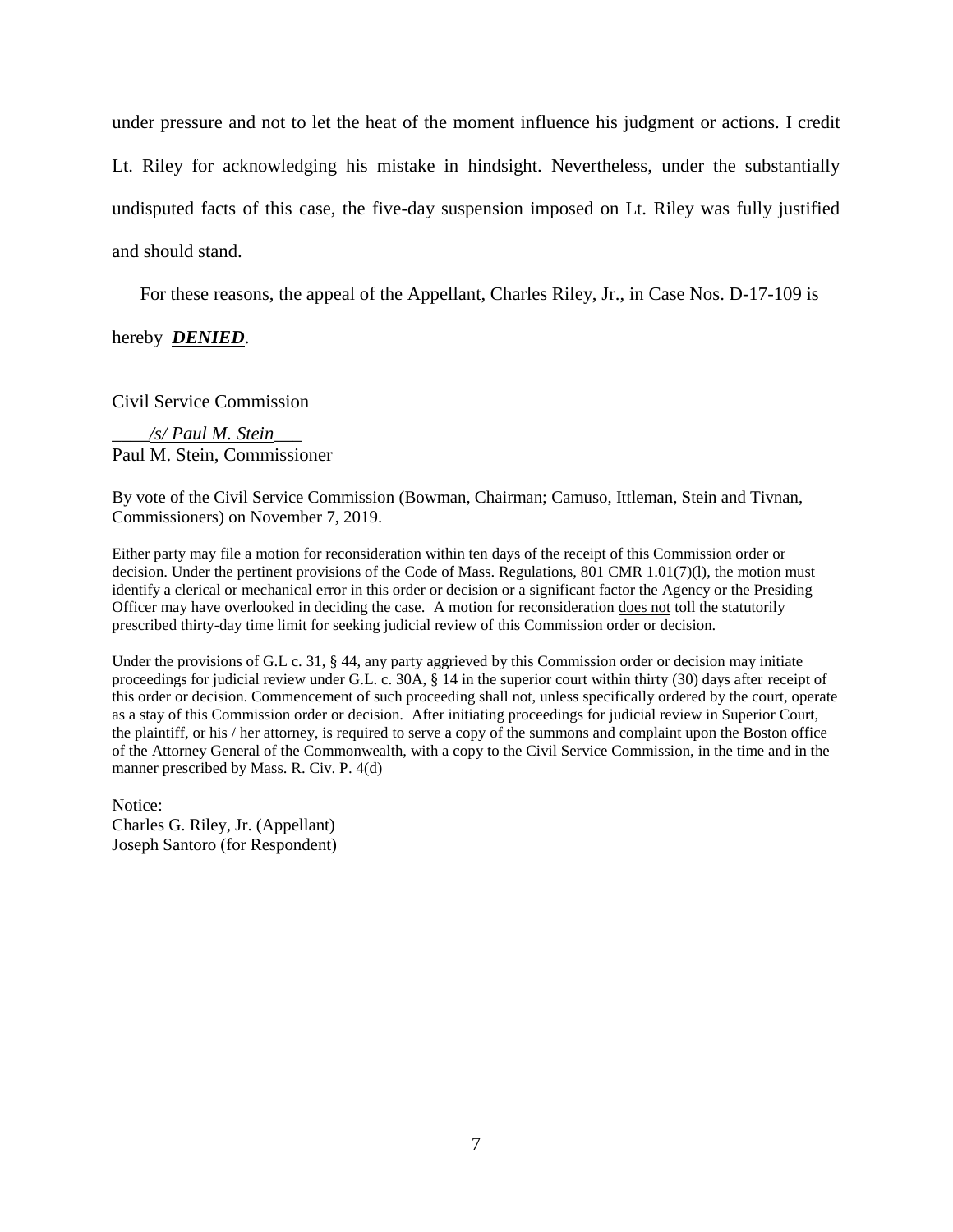under pressure and not to let the heat of the moment influence his judgment or actions. I credit Lt. Riley for acknowledging his mistake in hindsight. Nevertheless, under the substantially undisputed facts of this case, the five-day suspension imposed on Lt. Riley was fully justified and should stand.

For these reasons, the appeal of the Appellant, Charles Riley, Jr., in Case Nos. D-17-109 is hereby ***DENIED***.

Civil Service Commission

*/s/ Paul M. Stein*
Paul M. Stein, Commissioner

By vote of the Civil Service Commission (Bowman, Chairman; Camuso, Ittleman, Stein and Tivnan, Commissioners) on November 7, 2019.

Either party may file a motion for reconsideration within ten days of the receipt of this Commission order or decision. Under the pertinent provisions of the Code of Mass. Regulations, 801 CMR 1.01(7)(l), the motion must identify a clerical or mechanical error in this order or decision or a significant factor the Agency or the Presiding Officer may have overlooked in deciding the case. A motion for reconsideration does not toll the statutorily prescribed thirty-day time limit for seeking judicial review of this Commission order or decision.

Under the provisions of G.L c. 31, § 44, any party aggrieved by this Commission order or decision may initiate proceedings for judicial review under G.L. c. 30A, § 14 in the superior court within thirty (30) days after receipt of this order or decision. Commencement of such proceeding shall not, unless specifically ordered by the court, operate as a stay of this Commission order or decision. After initiating proceedings for judicial review in Superior Court, the plaintiff, or his / her attorney, is required to serve a copy of the summons and complaint upon the Boston office of the Attorney General of the Commonwealth, with a copy to the Civil Service Commission, in the time and in the manner prescribed by Mass. R. Civ. P. 4(d)

Notice:
Charles G. Riley, Jr. (Appellant)
Joseph Santoro (for Respondent)